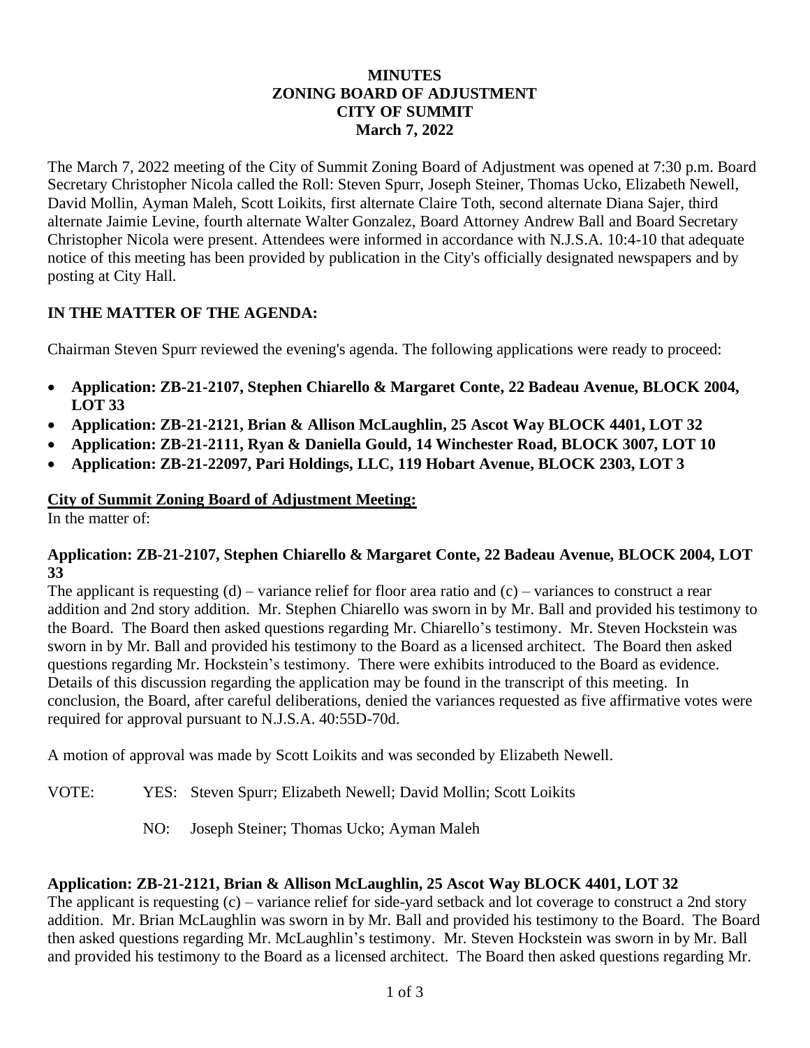**MINUTES**
**ZONING BOARD OF ADJUSTMENT**
**CITY OF SUMMIT**
**March 7, 2022**

The March 7, 2022 meeting of the City of Summit Zoning Board of Adjustment was opened at 7:30 p.m. Board Secretary Christopher Nicola called the Roll: Steven Spurr, Joseph Steiner, Thomas Ucko, Elizabeth Newell, David Mollin, Ayman Maleh, Scott Loikits, first alternate Claire Toth, second alternate Diana Sajer, third alternate Jaimie Levine, fourth alternate Walter Gonzalez, Board Attorney Andrew Ball and Board Secretary Christopher Nicola were present. Attendees were informed in accordance with N.J.S.A. 10:4-10 that adequate notice of this meeting has been provided by publication in the City's officially designated newspapers and by posting at City Hall.

## IN THE MATTER OF THE AGENDA:

Chairman Steven Spurr reviewed the evening's agenda. The following applications were ready to proceed:

- **Application: ZB-21-2107, Stephen Chiarello & Margaret Conte, 22 Badeau Avenue, BLOCK 2004, LOT 33**
- **Application: ZB-21-2121, Brian & Allison McLaughlin, 25 Ascot Way BLOCK 4401, LOT 32**
- **Application: ZB-21-2111, Ryan & Daniella Gould, 14 Winchester Road, BLOCK 3007, LOT 10**
- **Application: ZB-21-22097, Pari Holdings, LLC, 119 Hobart Avenue, BLOCK 2303, LOT 3**

**City of Summit Zoning Board of Adjustment Meeting:**

In the matter of:

**Application: ZB-21-2107, Stephen Chiarello & Margaret Conte, 22 Badeau Avenue, BLOCK 2004, LOT 33**

The applicant is requesting (d) – variance relief for floor area ratio and (c) – variances to construct a rear addition and 2nd story addition. Mr. Stephen Chiarello was sworn in by Mr. Ball and provided his testimony to the Board. The Board then asked questions regarding Mr. Chiarello's testimony. Mr. Steven Hockstein was sworn in by Mr. Ball and provided his testimony to the Board as a licensed architect. The Board then asked questions regarding Mr. Hockstein's testimony. There were exhibits introduced to the Board as evidence. Details of this discussion regarding the application may be found in the transcript of this meeting. In conclusion, the Board, after careful deliberations, denied the variances requested as five affirmative votes were required for approval pursuant to N.J.S.A. 40:55D-70d.

A motion of approval was made by Scott Loikits and was seconded by Elizabeth Newell.

VOTE: YES: Steven Spurr; Elizabeth Newell; David Mollin; Scott Loikits

NO: Joseph Steiner; Thomas Ucko; Ayman Maleh

**Application: ZB-21-2121, Brian & Allison McLaughlin, 25 Ascot Way BLOCK 4401, LOT 32**

The applicant is requesting (c) – variance relief for side-yard setback and lot coverage to construct a 2nd story addition. Mr. Brian McLaughlin was sworn in by Mr. Ball and provided his testimony to the Board. The Board then asked questions regarding Mr. McLaughlin's testimony. Mr. Steven Hockstein was sworn in by Mr. Ball and provided his testimony to the Board as a licensed architect. The Board then asked questions regarding Mr.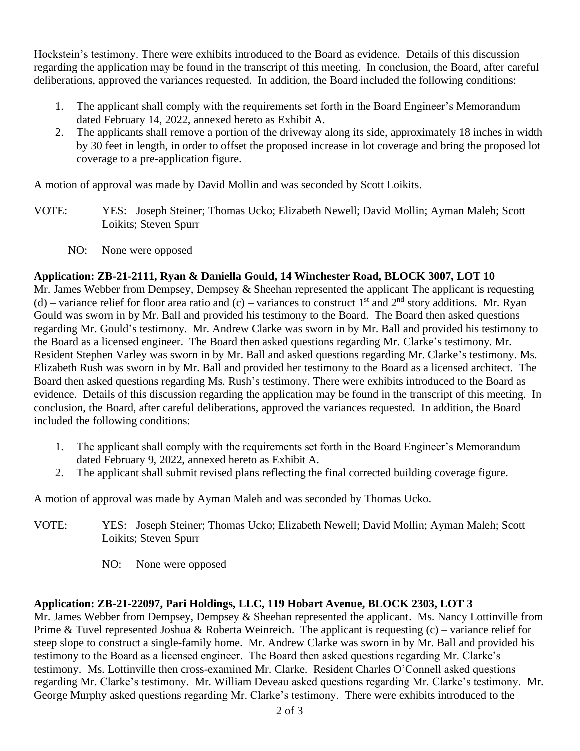Hockstein's testimony. There were exhibits introduced to the Board as evidence. Details of this discussion regarding the application may be found in the transcript of this meeting. In conclusion, the Board, after careful deliberations, approved the variances requested. In addition, the Board included the following conditions:

1. The applicant shall comply with the requirements set forth in the Board Engineer's Memorandum dated February 14, 2022, annexed hereto as Exhibit A.
2. The applicants shall remove a portion of the driveway along its side, approximately 18 inches in width by 30 feet in length, in order to offset the proposed increase in lot coverage and bring the proposed lot coverage to a pre-application figure.

A motion of approval was made by David Mollin and was seconded by Scott Loikits.

VOTE: YES: Joseph Steiner; Thomas Ucko; Elizabeth Newell; David Mollin; Ayman Maleh; Scott Loikits; Steven Spurr

NO: None were opposed

**Application: ZB-21-2111, Ryan & Daniella Gould, 14 Winchester Road, BLOCK 3007, LOT 10**

Mr. James Webber from Dempsey, Dempsey & Sheehan represented the applicant The applicant is requesting (d) – variance relief for floor area ratio and (c) – variances to construct 1st and 2nd story additions. Mr. Ryan Gould was sworn in by Mr. Ball and provided his testimony to the Board. The Board then asked questions regarding Mr. Gould's testimony. Mr. Andrew Clarke was sworn in by Mr. Ball and provided his testimony to the Board as a licensed engineer. The Board then asked questions regarding Mr. Clarke's testimony. Mr. Resident Stephen Varley was sworn in by Mr. Ball and asked questions regarding Mr. Clarke's testimony. Ms. Elizabeth Rush was sworn in by Mr. Ball and provided her testimony to the Board as a licensed architect. The Board then asked questions regarding Ms. Rush's testimony. There were exhibits introduced to the Board as evidence. Details of this discussion regarding the application may be found in the transcript of this meeting. In conclusion, the Board, after careful deliberations, approved the variances requested. In addition, the Board included the following conditions:

1. The applicant shall comply with the requirements set forth in the Board Engineer's Memorandum dated February 9, 2022, annexed hereto as Exhibit A.
2. The applicant shall submit revised plans reflecting the final corrected building coverage figure.

A motion of approval was made by Ayman Maleh and was seconded by Thomas Ucko.

VOTE: YES: Joseph Steiner; Thomas Ucko; Elizabeth Newell; David Mollin; Ayman Maleh; Scott Loikits; Steven Spurr

NO: None were opposed

**Application: ZB-21-22097, Pari Holdings, LLC, 119 Hobart Avenue, BLOCK 2303, LOT 3**

Mr. James Webber from Dempsey, Dempsey & Sheehan represented the applicant. Ms. Nancy Lottinville from Prime & Tuvel represented Joshua & Roberta Weinreich. The applicant is requesting (c) – variance relief for steep slope to construct a single-family home. Mr. Andrew Clarke was sworn in by Mr. Ball and provided his testimony to the Board as a licensed engineer. The Board then asked questions regarding Mr. Clarke's testimony. Ms. Lottinville then cross-examined Mr. Clarke. Resident Charles O'Connell asked questions regarding Mr. Clarke's testimony. Mr. William Deveau asked questions regarding Mr. Clarke's testimony. Mr. George Murphy asked questions regarding Mr. Clarke's testimony. There were exhibits introduced to the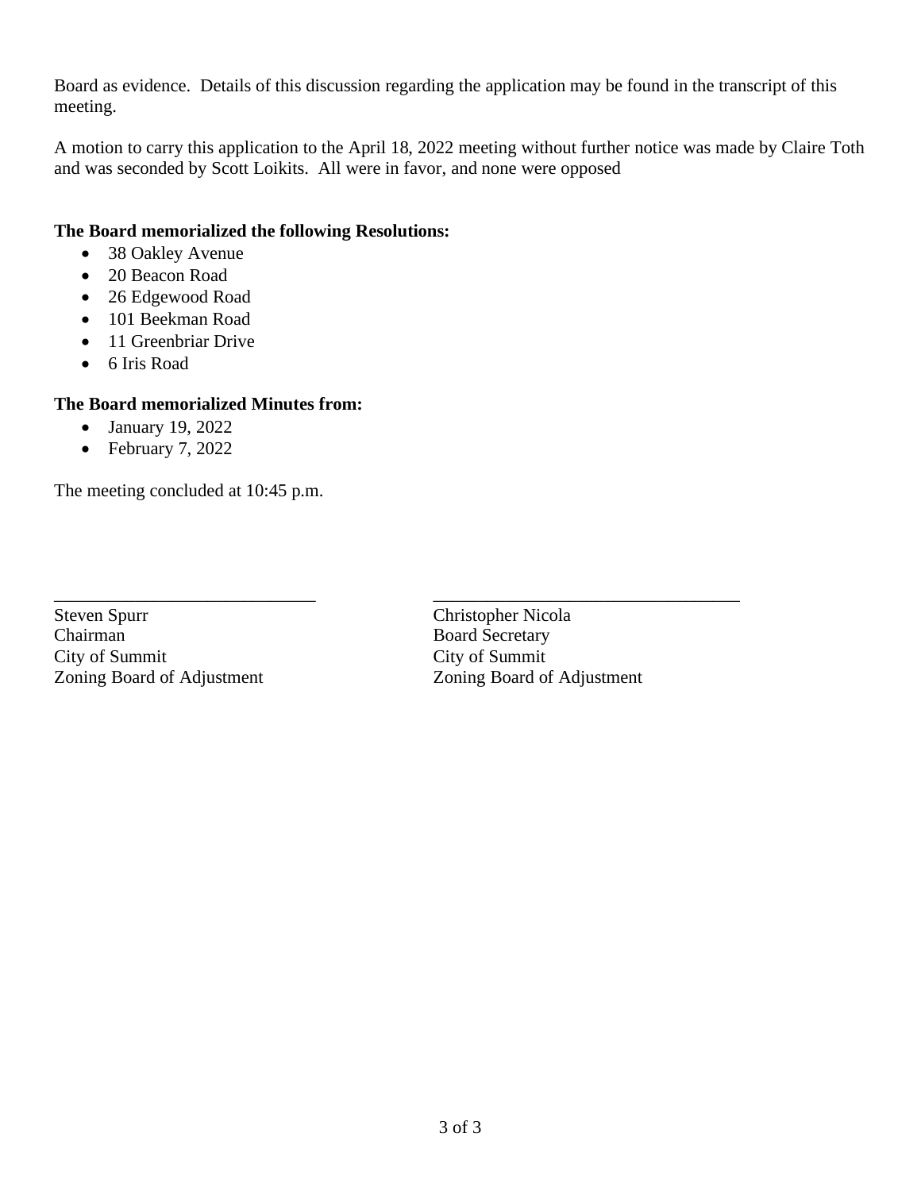Board as evidence. Details of this discussion regarding the application may be found in the transcript of this meeting.

A motion to carry this application to the April 18, 2022 meeting without further notice was made by Claire Toth and was seconded by Scott Loikits. All were in favor, and none were opposed

**The Board memorialized the following Resolutions:**

- 38 Oakley Avenue
- 20 Beacon Road
- 26 Edgewood Road
- 101 Beekman Road
- 11 Greenbriar Drive
- 6 Iris Road

**The Board memorialized Minutes from:**

- January 19, 2022
- February 7, 2022

The meeting concluded at 10:45 p.m.

\_\_\_\_\_\_\_\_\_\_\_\_\_\_\_\_\_\_\_\_\_\_\_\_\_\_\_\_\_\_
Steven Spurr
Chairman
City of Summit
Zoning Board of Adjustment

\_\_\_\_\_\_\_\_\_\_\_\_\_\_\_\_\_\_\_\_\_\_\_\_\_\_\_\_\_\_\_\_\_\_\_\_
Christopher Nicola
Board Secretary
City of Summit
Zoning Board of Adjustment